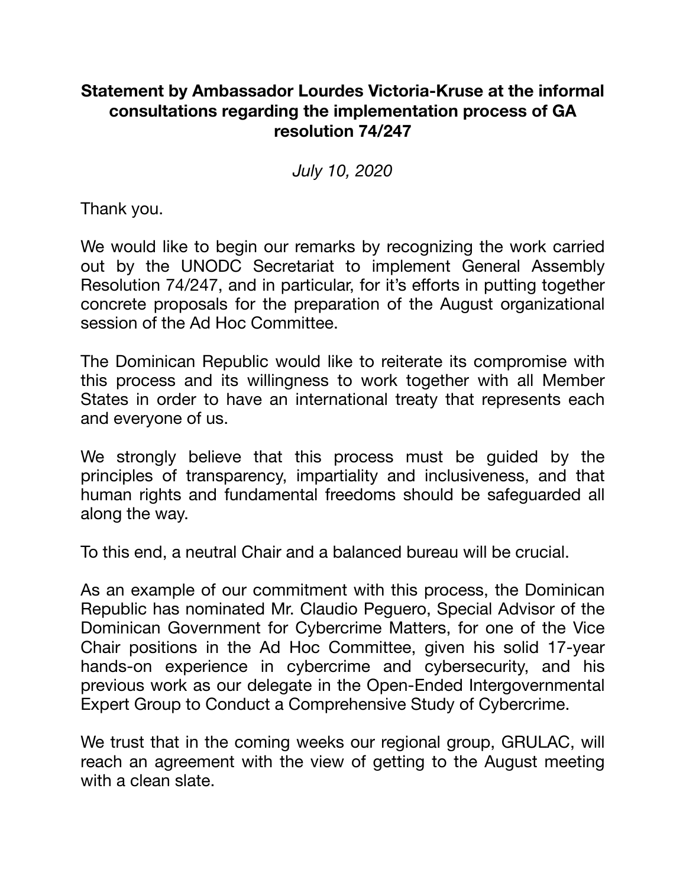**Statement by Ambassador Lourdes Victoria-Kruse at the informal consultations regarding the implementation process of GA resolution 74/247**

*July 10, 2020*

Thank you.

We would like to begin our remarks by recognizing the work carried out by the UNODC Secretariat to implement General Assembly Resolution 74/247, and in particular, for it's efforts in putting together concrete proposals for the preparation of the August organizational session of the Ad Hoc Committee.

The Dominican Republic would like to reiterate its compromise with this process and its willingness to work together with all Member States in order to have an international treaty that represents each and everyone of us.

We strongly believe that this process must be guided by the principles of transparency, impartiality and inclusiveness, and that human rights and fundamental freedoms should be safeguarded all along the way.

To this end, a neutral Chair and a balanced bureau will be crucial.

As an example of our commitment with this process, the Dominican Republic has nominated Mr. Claudio Peguero, Special Advisor of the Dominican Government for Cybercrime Matters, for one of the Vice Chair positions in the Ad Hoc Committee, given his solid 17-year hands-on experience in cybercrime and cybersecurity, and his previous work as our delegate in the Open-Ended Intergovernmental Expert Group to Conduct a Comprehensive Study of Cybercrime.

We trust that in the coming weeks our regional group, GRULAC, will reach an agreement with the view of getting to the August meeting with a clean slate.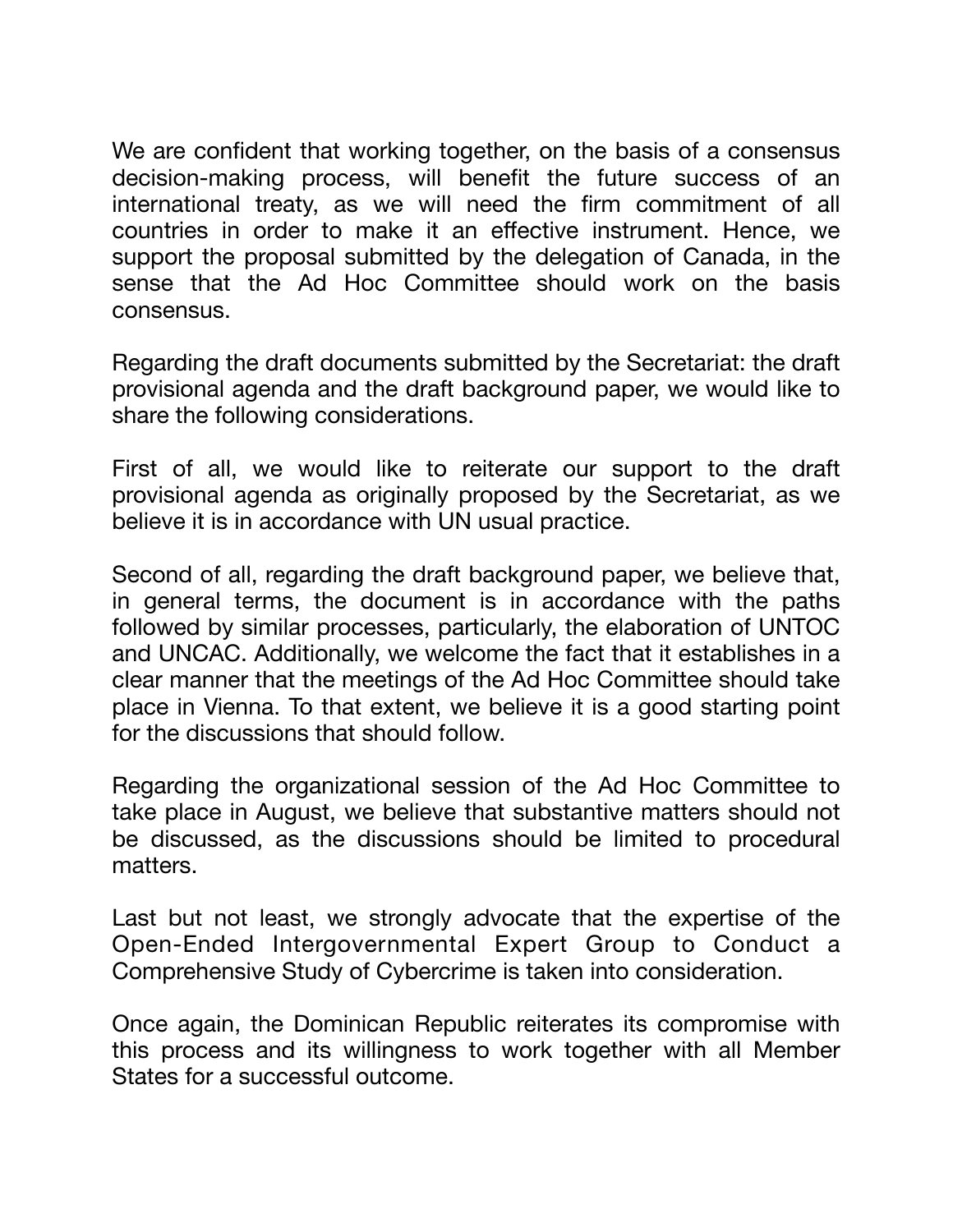We are confident that working together, on the basis of a consensus decision-making process, will benefit the future success of an international treaty, as we will need the firm commitment of all countries in order to make it an effective instrument. Hence, we support the proposal submitted by the delegation of Canada, in the sense that the Ad Hoc Committee should work on the basis consensus.

Regarding the draft documents submitted by the Secretariat: the draft provisional agenda and the draft background paper, we would like to share the following considerations.

First of all, we would like to reiterate our support to the draft provisional agenda as originally proposed by the Secretariat, as we believe it is in accordance with UN usual practice.

Second of all, regarding the draft background paper, we believe that, in general terms, the document is in accordance with the paths followed by similar processes, particularly, the elaboration of UNTOC and UNCAC. Additionally, we welcome the fact that it establishes in a clear manner that the meetings of the Ad Hoc Committee should take place in Vienna. To that extent, we believe it is a good starting point for the discussions that should follow.

Regarding the organizational session of the Ad Hoc Committee to take place in August, we believe that substantive matters should not be discussed, as the discussions should be limited to procedural matters.

Last but not least, we strongly advocate that the expertise of the Open-Ended Intergovernmental Expert Group to Conduct a Comprehensive Study of Cybercrime is taken into consideration.

Once again, the Dominican Republic reiterates its compromise with this process and its willingness to work together with all Member States for a successful outcome.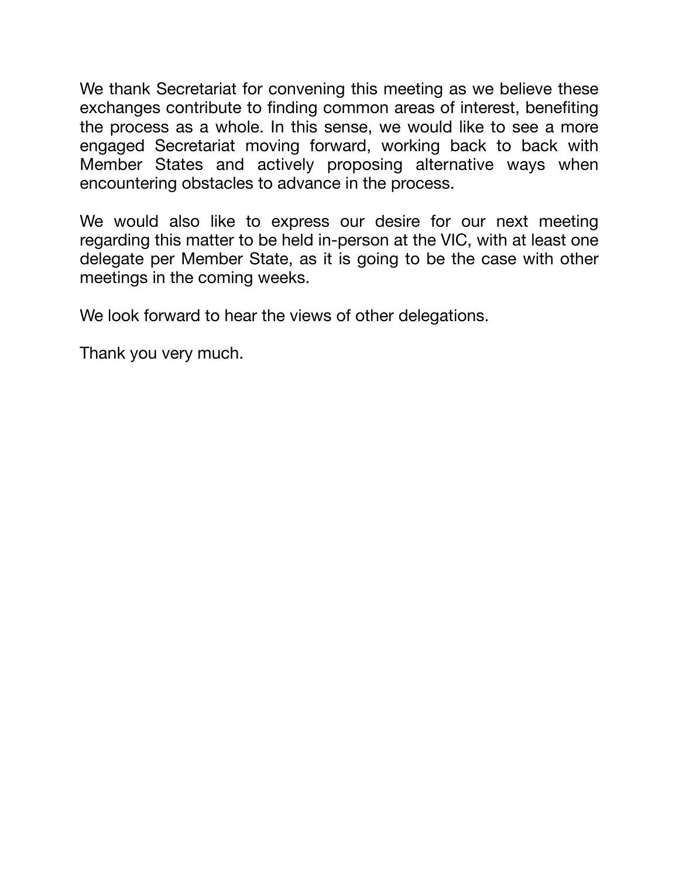We thank Secretariat for convening this meeting as we believe these exchanges contribute to finding common areas of interest, benefiting the process as a whole. In this sense, we would like to see a more engaged Secretariat moving forward, working back to back with Member States and actively proposing alternative ways when encountering obstacles to advance in the process.

We would also like to express our desire for our next meeting regarding this matter to be held in-person at the VIC, with at least one delegate per Member State, as it is going to be the case with other meetings in the coming weeks.

We look forward to hear the views of other delegations.

Thank you very much.